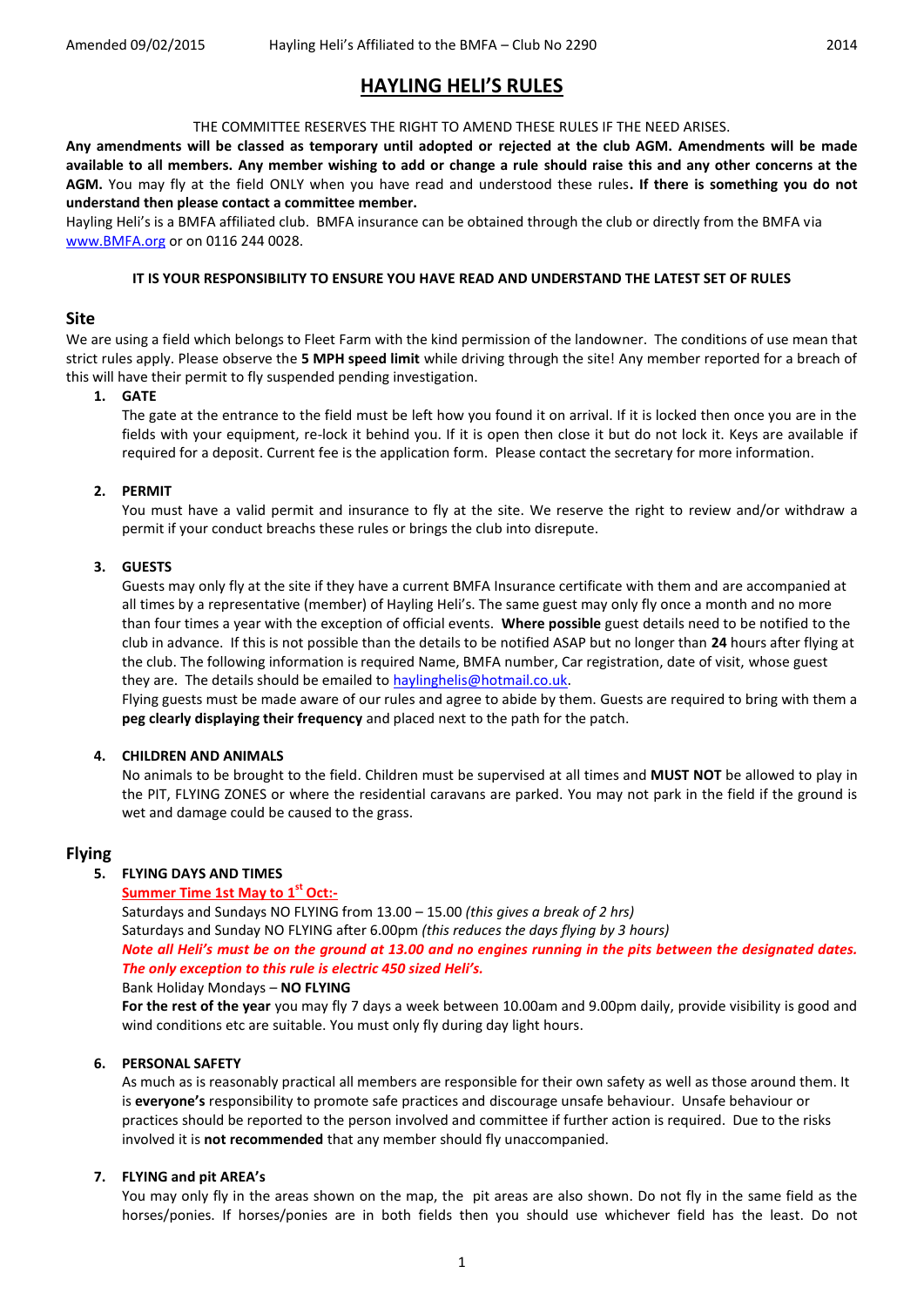# HAYLING HELI'S RULES

THE COMMITTEE RESERVES THE RIGHT TO AMEND THESE RULES IF THE NEED ARISES.

**Any amendments will be classed as temporary until adopted or rejected at the club AGM. Amendments will be made available to all members. Any member wishing to add or change a rule should raise this and any other concerns at the AGM.** You may fly at the field ONLY when you have read and understood these rules**. If there is something you do not understand then please contact a committee member.**

Hayling Heli's is a BMFA affiliated club. BMFA insurance can be obtained through the club or directly from the BMFA via www.BMFA.org or on 0116 244 0028.

**IT IS YOUR RESPONSIBILITY TO ENSURE YOU HAVE READ AND UNDERSTAND THE LATEST SET OF RULES**

## Site

We are using a field which belongs to Fleet Farm with the kind permission of the landowner. The conditions of use mean that strict rules apply. Please observe the **5 MPH speed limit** while driving through the site! Any member reported for a breach of this will have their permit to fly suspended pending investigation.

1. **GATE**

   The gate at the entrance to the field must be left how you found it on arrival. If it is locked then once you are in the fields with your equipment, re-lock it behind you. If it is open then close it but do not lock it. Keys are available if required for a deposit. Current fee is the application form. Please contact the secretary for more information.

2. **PERMIT**

   You must have a valid permit and insurance to fly at the site. We reserve the right to review and/or withdraw a permit if your conduct breachs these rules or brings the club into disrepute.

3. **GUESTS**

   Guests may only fly at the site if they have a current BMFA Insurance certificate with them and are accompanied at all times by a representative (member) of Hayling Heli's. The same guest may only fly once a month and no more than four times a year with the exception of official events. **Where possible** guest details need to be notified to the club in advance. If this is not possible than the details to be notified ASAP but no longer than **24** hours after flying at the club. The following information is required Name, BMFA number, Car registration, date of visit, whose guest they are. The details should be emailed to haylinghelis@hotmail.co.uk.

   Flying guests must be made aware of our rules and agree to abide by them. Guests are required to bring with them a **peg clearly displaying their frequency** and placed next to the path for the patch.

4. **CHILDREN AND ANIMALS**

   No animals to be brought to the field. Children must be supervised at all times and **MUST NOT** be allowed to play in the PIT, FLYING ZONES or where the residential caravans are parked. You may not park in the field if the ground is wet and damage could be caused to the grass.

## Flying

5. **FLYING DAYS AND TIMES**

   **Summer Time 1st May to 1st Oct:-**

   Saturdays and Sundays NO FLYING from 13.00 – 15.00 *(this gives a break of 2 hrs)*

   Saturdays and Sunday NO FLYING after 6.00pm *(this reduces the days flying by 3 hours)*

   ***Note all Heli's must be on the ground at 13.00 and no engines running in the pits between the designated dates. The only exception to this rule is electric 450 sized Heli's.***

   Bank Holiday Mondays – **NO FLYING**

   **For the rest of the year** you may fly 7 days a week between 10.00am and 9.00pm daily, provide visibility is good and wind conditions etc are suitable. You must only fly during day light hours.

6. **PERSONAL SAFETY**

   As much as is reasonably practical all members are responsible for their own safety as well as those around them. It is **everyone's** responsibility to promote safe practices and discourage unsafe behaviour. Unsafe behaviour or practices should be reported to the person involved and committee if further action is required. Due to the risks involved it is **not recommended** that any member should fly unaccompanied.

7. **FLYING and pit AREA's**

   You may only fly in the areas shown on the map, the pit areas are also shown. Do not fly in the same field as the horses/ponies. If horses/ponies are in both fields then you should use whichever field has the least. Do not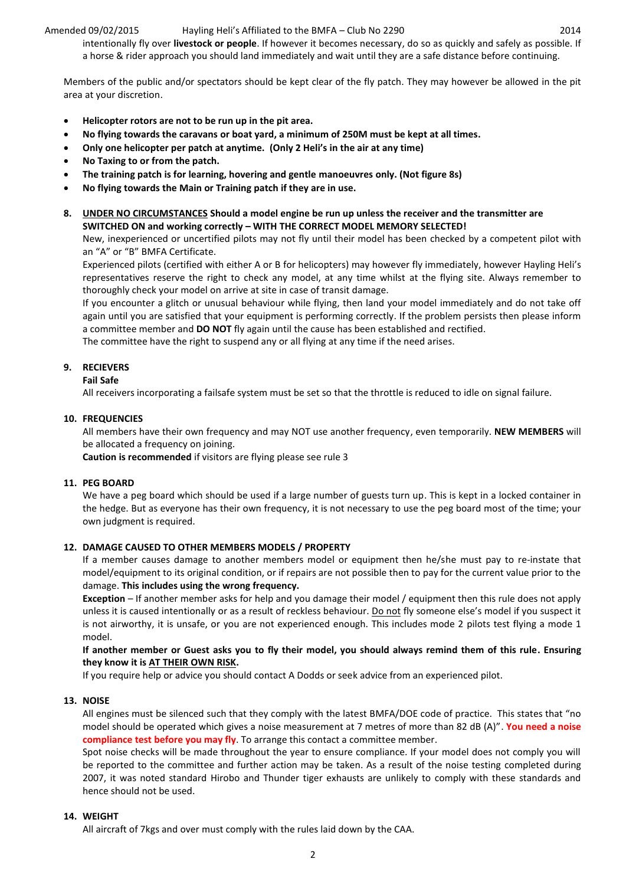intentionally fly over **livestock or people**. If however it becomes necessary, do so as quickly and safely as possible. If a horse & rider approach you should land immediately and wait until they are a safe distance before continuing.

Members of the public and/or spectators should be kept clear of the fly patch. They may however be allowed in the pit area at your discretion.

- **Helicopter rotors are not to be run up in the pit area.**
- **No flying towards the caravans or boat yard, a minimum of 250M must be kept at all times.**
- **Only one helicopter per patch at anytime. (Only 2 Heli's in the air at any time)**
- **No Taxing to or from the patch.**
- **The training patch is for learning, hovering and gentle manoeuvres only. (Not figure 8s)**
- **No flying towards the Main or Training patch if they are in use.**

8. **UNDER NO CIRCUMSTANCES Should a model engine be run up unless the receiver and the transmitter are SWITCHED ON and working correctly – WITH THE CORRECT MODEL MEMORY SELECTED!**

   New, inexperienced or uncertified pilots may not fly until their model has been checked by a competent pilot with an "A" or "B" BMFA Certificate.

   Experienced pilots (certified with either A or B for helicopters) may however fly immediately, however Hayling Heli's representatives reserve the right to check any model, at any time whilst at the flying site. Always remember to thoroughly check your model on arrive at site in case of transit damage.

   If you encounter a glitch or unusual behaviour while flying, then land your model immediately and do not take off again until you are satisfied that your equipment is performing correctly. If the problem persists then please inform a committee member and **DO NOT** fly again until the cause has been established and rectified.

   The committee have the right to suspend any or all flying at any time if the need arises.

9. **RECIEVERS**

   **Fail Safe**

   All receivers incorporating a failsafe system must be set so that the throttle is reduced to idle on signal failure.

10. **FREQUENCIES**

    All members have their own frequency and may NOT use another frequency, even temporarily. **NEW MEMBERS** will be allocated a frequency on joining.

    **Caution is recommended** if visitors are flying please see rule 3

11. **PEG BOARD**

    We have a peg board which should be used if a large number of guests turn up. This is kept in a locked container in the hedge. But as everyone has their own frequency, it is not necessary to use the peg board most of the time; your own judgment is required.

12. **DAMAGE CAUSED TO OTHER MEMBERS MODELS / PROPERTY**

    If a member causes damage to another members model or equipment then he/she must pay to re-instate that model/equipment to its original condition, or if repairs are not possible then to pay for the current value prior to the damage. **This includes using the wrong frequency.**

    **Exception** – If another member asks for help and you damage their model / equipment then this rule does not apply unless it is caused intentionally or as a result of reckless behaviour. Do not fly someone else's model if you suspect it is not airworthy, it is unsafe, or you are not experienced enough. This includes mode 2 pilots test flying a mode 1 model.

    **If another member or Guest asks you to fly their model, you should always remind them of this rule. Ensuring they know it is AT THEIR OWN RISK.**

    If you require help or advice you should contact A Dodds or seek advice from an experienced pilot.

13. **NOISE**

    All engines must be silenced such that they comply with the latest BMFA/DOE code of practice. This states that "no model should be operated which gives a noise measurement at 7 metres of more than 82 dB (A)". **You need a noise compliance test before you may fly**. To arrange this contact a committee member.

    Spot noise checks will be made throughout the year to ensure compliance. If your model does not comply you will be reported to the committee and further action may be taken. As a result of the noise testing completed during 2007, it was noted standard Hirobo and Thunder tiger exhausts are unlikely to comply with these standards and hence should not be used.

14. **WEIGHT**

    All aircraft of 7kgs and over must comply with the rules laid down by the CAA.